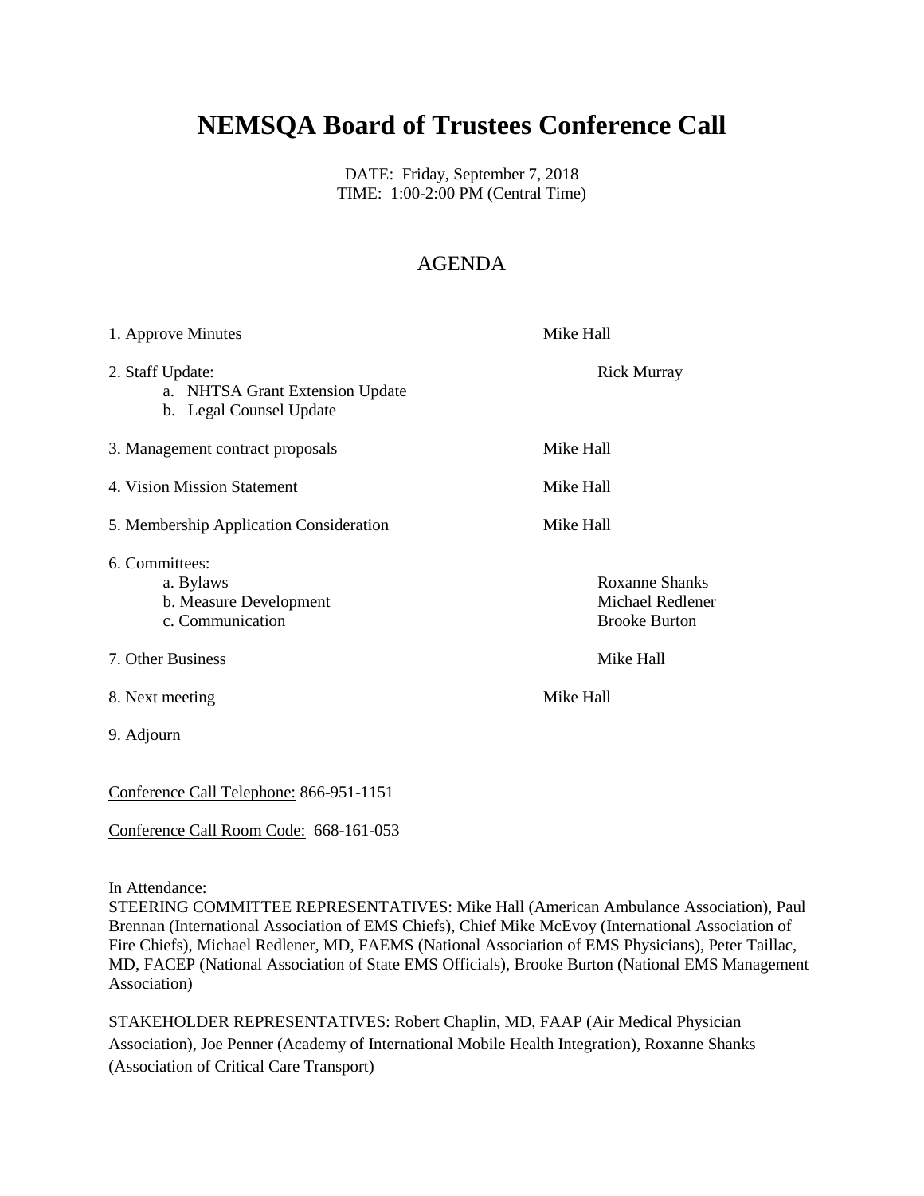# NEMSQA Board of Trustees Conference Call

DATE: Friday, September 7, 2018
TIME: 1:00-2:00 PM (Central Time)

## AGENDA

| Item | Presenter |
|---|---|
| 1. Approve Minutes | Mike Hall |
| 2. Staff Update:<br>a. NHTSA Grant Extension Update<br>b. Legal Counsel Update | Rick Murray |
| 3. Management contract proposals | Mike Hall |
| 4. Vision Mission Statement | Mike Hall |
| 5. Membership Application Consideration | Mike Hall |
| 6. Committees:<br>a. Bylaws<br>b. Measure Development<br>c. Communication | <br>Roxanne Shanks<br>Michael Redlener<br>Brooke Burton |
| 7. Other Business | Mike Hall |
| 8. Next meeting | Mike Hall |
| 9. Adjourn | |

Conference Call Telephone: 866-951-1151

Conference Call Room Code: 668-161-053

In Attendance:
STEERING COMMITTEE REPRESENTATIVES: Mike Hall (American Ambulance Association), Paul Brennan (International Association of EMS Chiefs), Chief Mike McEvoy (International Association of Fire Chiefs), Michael Redlener, MD, FAEMS (National Association of EMS Physicians), Peter Taillac, MD, FACEP (National Association of State EMS Officials), Brooke Burton (National EMS Management Association)

STAKEHOLDER REPRESENTATIVES: Robert Chaplin, MD, FAAP (Air Medical Physician Association), Joe Penner (Academy of International Mobile Health Integration), Roxanne Shanks (Association of Critical Care Transport)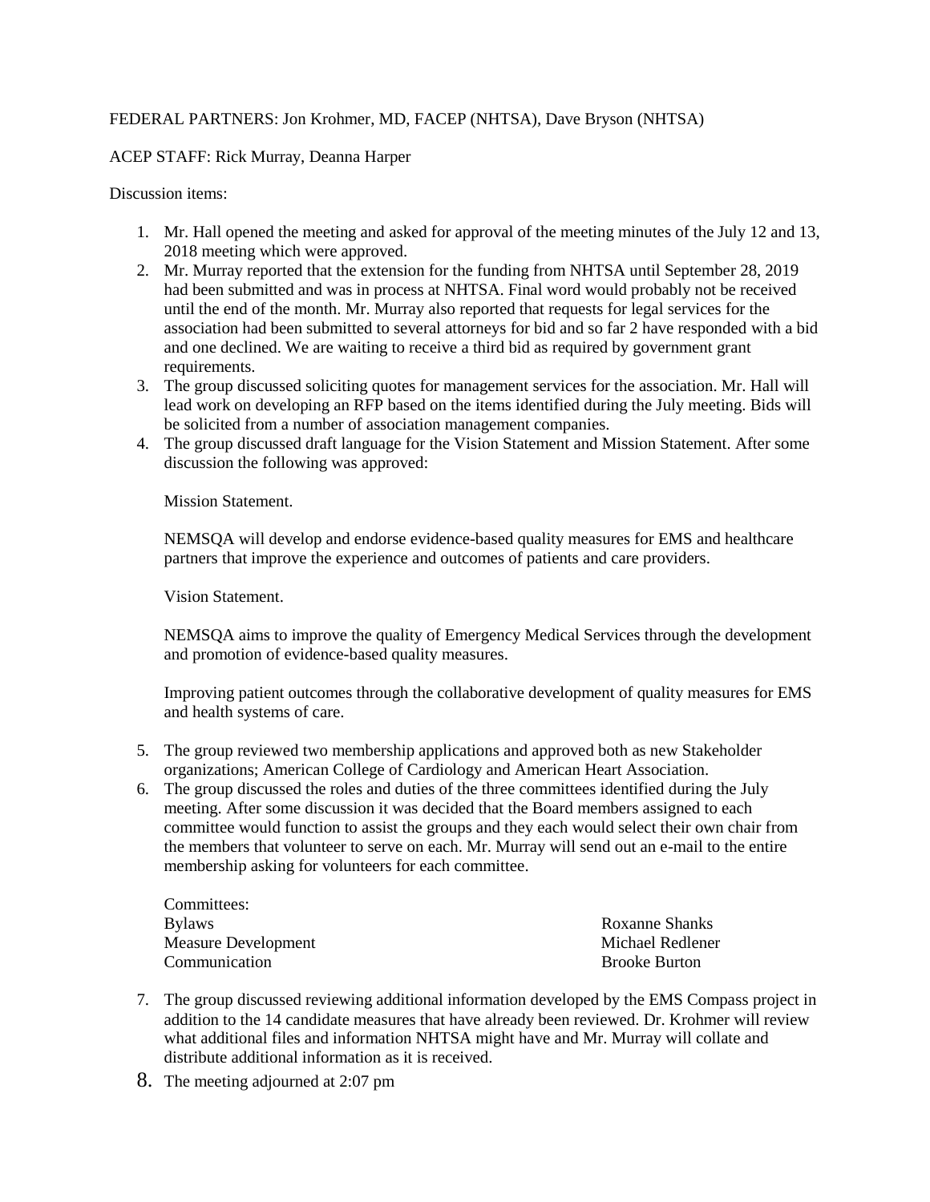FEDERAL PARTNERS: Jon Krohmer, MD, FACEP (NHTSA), Dave Bryson (NHTSA)

ACEP STAFF: Rick Murray, Deanna Harper

Discussion items:

1. Mr. Hall opened the meeting and asked for approval of the meeting minutes of the July 12 and 13, 2018 meeting which were approved.
2. Mr. Murray reported that the extension for the funding from NHTSA until September 28, 2019 had been submitted and was in process at NHTSA. Final word would probably not be received until the end of the month. Mr. Murray also reported that requests for legal services for the association had been submitted to several attorneys for bid and so far 2 have responded with a bid and one declined. We are waiting to receive a third bid as required by government grant requirements.
3. The group discussed soliciting quotes for management services for the association. Mr. Hall will lead work on developing an RFP based on the items identified during the July meeting. Bids will be solicited from a number of association management companies.
4. The group discussed draft language for the Vision Statement and Mission Statement. After some discussion the following was approved:

   Mission Statement.

   NEMSQA will develop and endorse evidence-based quality measures for EMS and healthcare partners that improve the experience and outcomes of patients and care providers.

   Vision Statement.

   NEMSQA aims to improve the quality of Emergency Medical Services through the development and promotion of evidence-based quality measures.

   Improving patient outcomes through the collaborative development of quality measures for EMS and health systems of care.

5. The group reviewed two membership applications and approved both as new Stakeholder organizations; American College of Cardiology and American Heart Association.
6. The group discussed the roles and duties of the three committees identified during the July meeting. After some discussion it was decided that the Board members assigned to each committee would function to assist the groups and they each would select their own chair from the members that volunteer to serve on each. Mr. Murray will send out an e-mail to the entire membership asking for volunteers for each committee.

   Committees:

   | | |
   |---|---|
   | Bylaws | Roxanne Shanks |
   | Measure Development | Michael Redlener |
   | Communication | Brooke Burton |

7. The group discussed reviewing additional information developed by the EMS Compass project in addition to the 14 candidate measures that have already been reviewed. Dr. Krohmer will review what additional files and information NHTSA might have and Mr. Murray will collate and distribute additional information as it is received.
8. The meeting adjourned at 2:07 pm